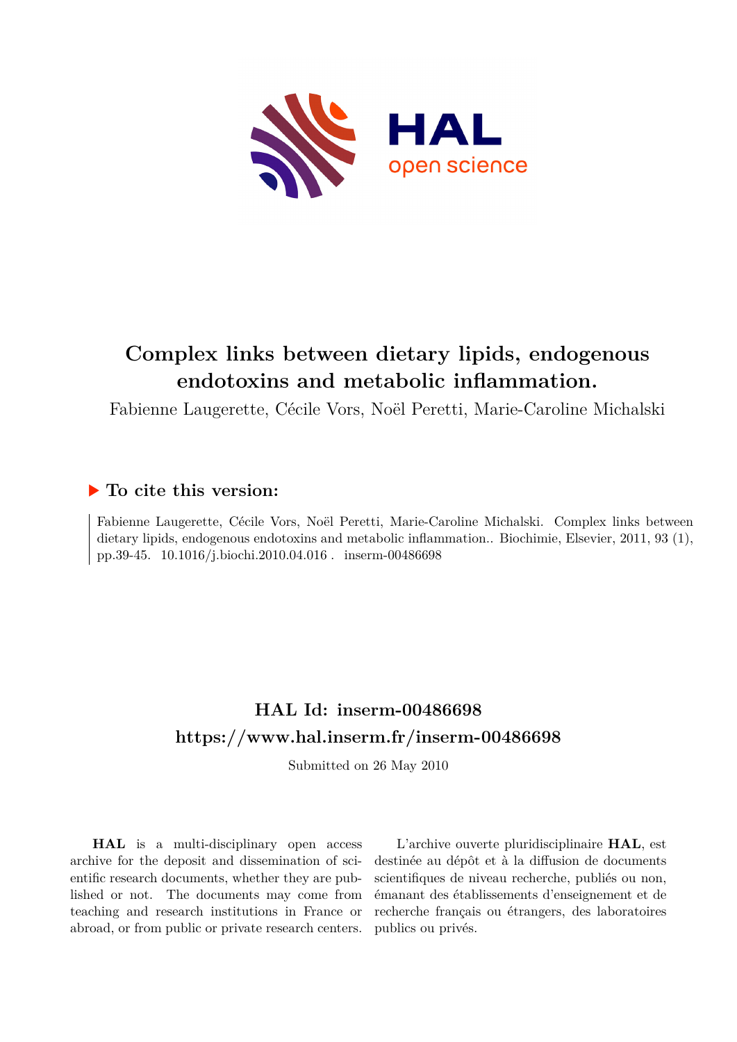# Complex links between dietary lipids, endogenous endotoxins and metabolic inflammation.

Fabienne Laugerette, Cécile Vors, Noël Peretti, Marie-Caroline Michalski

## ▶ To cite this version:

Fabienne Laugerette, Cécile Vors, Noël Peretti, Marie-Caroline Michalski. Complex links between dietary lipids, endogenous endotoxins and metabolic inflammation.. Biochimie, Elsevier, 2011, 93 (1), pp.39-45. 10.1016/j.biochi.2010.04.016 . inserm-00486698

## HAL Id: inserm-00486698

## https://www.hal.inserm.fr/inserm-00486698

Submitted on 26 May 2010

**HAL** is a multi-disciplinary open access archive for the deposit and dissemination of scientific research documents, whether they are published or not. The documents may come from teaching and research institutions in France or abroad, or from public or private research centers.

L'archive ouverte pluridisciplinaire **HAL**, est destinée au dépôt et à la diffusion de documents scientifiques de niveau recherche, publiés ou non, émanant des établissements d'enseignement et de recherche français ou étrangers, des laboratoires publics ou privés.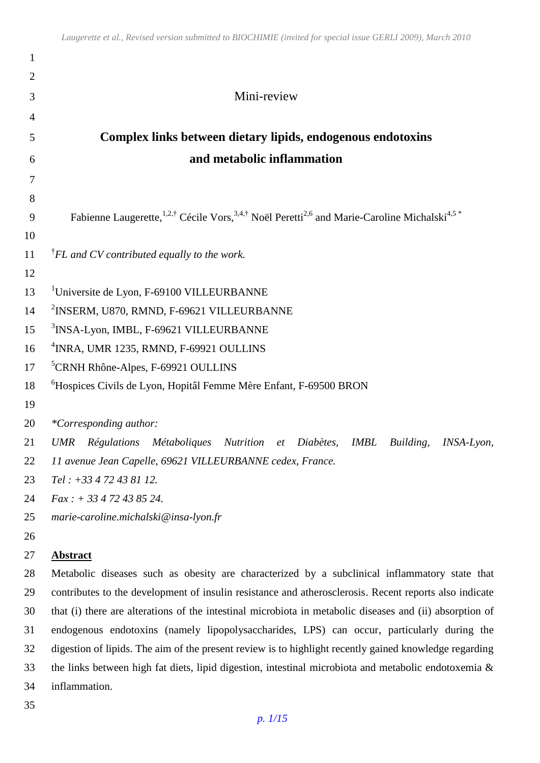Mini-review

# Complex links between dietary lipids, endogenous endotoxins and metabolic inflammation

Fabienne Laugerette,[1,2,†] Cécile Vors,[3,4,†] Noël Peretti[2,6] and Marie-Caroline Michalski[4,5 *]

[†]*FL and CV contributed equally to the work.*

[1]Universite de Lyon, F-69100 VILLEURBANNE
[2]INSERM, U870, RMND, F-69621 VILLEURBANNE
[3]INSA-Lyon, IMBL, F-69621 VILLEURBANNE
[4]INRA, UMR 1235, RMND, F-69921 OULLINS
[5]CRNH Rhône-Alpes, F-69921 OULLINS
[6]Hospices Civils de Lyon, Hopitâl Femme Mère Enfant, F-69500 BRON

*\*Corresponding author:*
*UMR Régulations Métaboliques Nutrition et Diabètes, IMBL Building, INSA-Lyon, 11 avenue Jean Capelle, 69621 VILLEURBANNE cedex, France.*
*Tel : +33 4 72 43 81 12.*
*Fax : + 33 4 72 43 85 24.*
*marie-caroline.michalski@insa-lyon.fr*

## Abstract

Metabolic diseases such as obesity are characterized by a subclinical inflammatory state that contributes to the development of insulin resistance and atherosclerosis. Recent reports also indicate that (i) there are alterations of the intestinal microbiota in metabolic diseases and (ii) absorption of endogenous endotoxins (namely lipopolysaccharides, LPS) can occur, particularly during the digestion of lipids. The aim of the present review is to highlight recently gained knowledge regarding the links between high fat diets, lipid digestion, intestinal microbiota and metabolic endotoxemia & inflammation.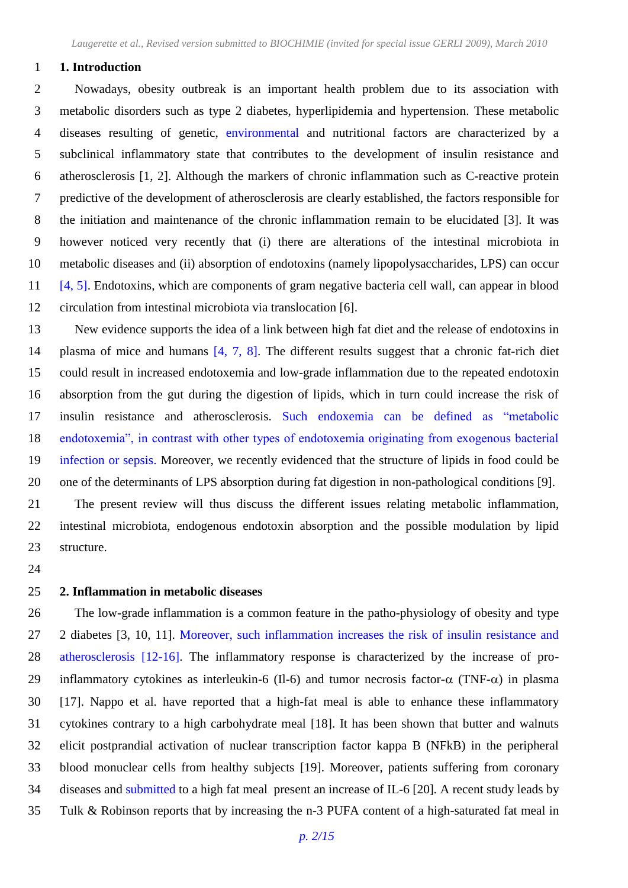## 1. Introduction

Nowadays, obesity outbreak is an important health problem due to its association with metabolic disorders such as type 2 diabetes, hyperlipidemia and hypertension. These metabolic diseases resulting of genetic, environmental and nutritional factors are characterized by a subclinical inflammatory state that contributes to the development of insulin resistance and atherosclerosis [1, 2]. Although the markers of chronic inflammation such as C-reactive protein predictive of the development of atherosclerosis are clearly established, the factors responsible for the initiation and maintenance of the chronic inflammation remain to be elucidated [3]. It was however noticed very recently that (i) there are alterations of the intestinal microbiota in metabolic diseases and (ii) absorption of endotoxins (namely lipopolysaccharides, LPS) can occur [4, 5]. Endotoxins, which are components of gram negative bacteria cell wall, can appear in blood circulation from intestinal microbiota via translocation [6].

New evidence supports the idea of a link between high fat diet and the release of endotoxins in plasma of mice and humans [4, 7, 8]. The different results suggest that a chronic fat-rich diet could result in increased endotoxemia and low-grade inflammation due to the repeated endotoxin absorption from the gut during the digestion of lipids, which in turn could increase the risk of insulin resistance and atherosclerosis. Such endoxemia can be defined as "metabolic endotoxemia", in contrast with other types of endotoxemia originating from exogenous bacterial infection or sepsis. Moreover, we recently evidenced that the structure of lipids in food could be one of the determinants of LPS absorption during fat digestion in non-pathological conditions [9].

The present review will thus discuss the different issues relating metabolic inflammation, intestinal microbiota, endogenous endotoxin absorption and the possible modulation by lipid structure.

## 2. Inflammation in metabolic diseases

The low-grade inflammation is a common feature in the patho-physiology of obesity and type 2 diabetes [3, 10, 11]. Moreover, such inflammation increases the risk of insulin resistance and atherosclerosis [12-16]. The inflammatory response is characterized by the increase of pro-inflammatory cytokines as interleukin-6 (Il-6) and tumor necrosis factor-$\alpha$ (TNF-$\alpha$) in plasma [17]. Nappo et al. have reported that a high-fat meal is able to enhance these inflammatory cytokines contrary to a high carbohydrate meal [18]. It has been shown that butter and walnuts elicit postprandial activation of nuclear transcription factor kappa B (NFkB) in the peripheral blood monuclear cells from healthy subjects [19]. Moreover, patients suffering from coronary diseases and submitted to a high fat meal present an increase of IL-6 [20]. A recent study leads by Tulk & Robinson reports that by increasing the n-3 PUFA content of a high-saturated fat meal in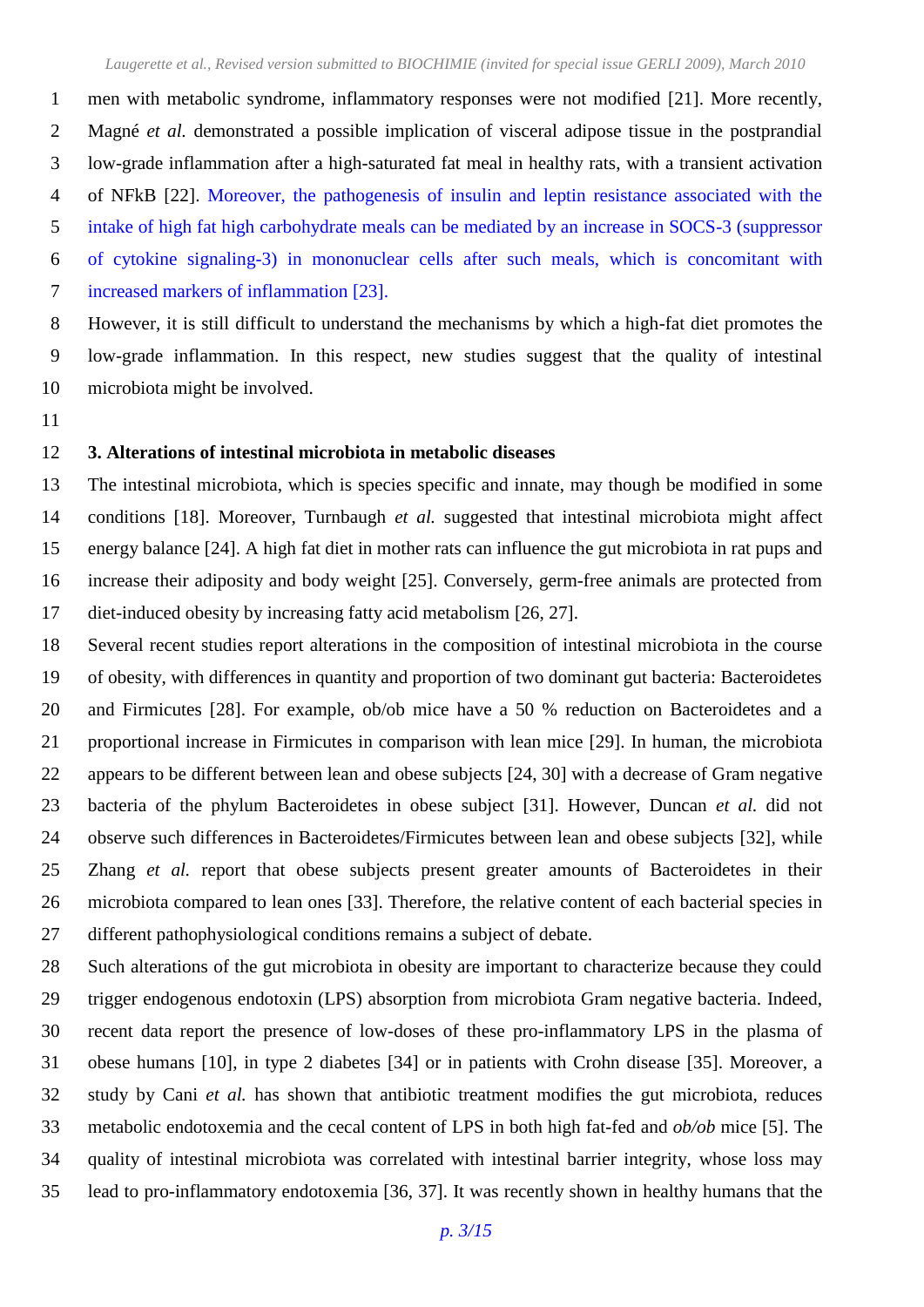men with metabolic syndrome, inflammatory responses were not modified [21]. More recently, Magné *et al.* demonstrated a possible implication of visceral adipose tissue in the postprandial low-grade inflammation after a high-saturated fat meal in healthy rats, with a transient activation of NFkB [22]. Moreover, the pathogenesis of insulin and leptin resistance associated with the intake of high fat high carbohydrate meals can be mediated by an increase in SOCS-3 (suppressor of cytokine signaling-3) in mononuclear cells after such meals, which is concomitant with increased markers of inflammation [23].

However, it is still difficult to understand the mechanisms by which a high-fat diet promotes the low-grade inflammation. In this respect, new studies suggest that the quality of intestinal microbiota might be involved.

## 3. Alterations of intestinal microbiota in metabolic diseases

The intestinal microbiota, which is species specific and innate, may though be modified in some conditions [18]. Moreover, Turnbaugh *et al.* suggested that intestinal microbiota might affect energy balance [24]. A high fat diet in mother rats can influence the gut microbiota in rat pups and increase their adiposity and body weight [25]. Conversely, germ-free animals are protected from diet-induced obesity by increasing fatty acid metabolism [26, 27].

Several recent studies report alterations in the composition of intestinal microbiota in the course of obesity, with differences in quantity and proportion of two dominant gut bacteria: Bacteroidetes and Firmicutes [28]. For example, ob/ob mice have a 50 % reduction on Bacteroidetes and a proportional increase in Firmicutes in comparison with lean mice [29]. In human, the microbiota appears to be different between lean and obese subjects [24, 30] with a decrease of Gram negative bacteria of the phylum Bacteroidetes in obese subject [31]. However, Duncan *et al.* did not observe such differences in Bacteroidetes/Firmicutes between lean and obese subjects [32], while Zhang *et al.* report that obese subjects present greater amounts of Bacteroidetes in their microbiota compared to lean ones [33]. Therefore, the relative content of each bacterial species in different pathophysiological conditions remains a subject of debate.

Such alterations of the gut microbiota in obesity are important to characterize because they could trigger endogenous endotoxin (LPS) absorption from microbiota Gram negative bacteria. Indeed, recent data report the presence of low-doses of these pro-inflammatory LPS in the plasma of obese humans [10], in type 2 diabetes [34] or in patients with Crohn disease [35]. Moreover, a study by Cani *et al.* has shown that antibiotic treatment modifies the gut microbiota, reduces metabolic endotoxemia and the cecal content of LPS in both high fat-fed and *ob/ob* mice [5]. The quality of intestinal microbiota was correlated with intestinal barrier integrity, whose loss may lead to pro-inflammatory endotoxemia [36, 37]. It was recently shown in healthy humans that the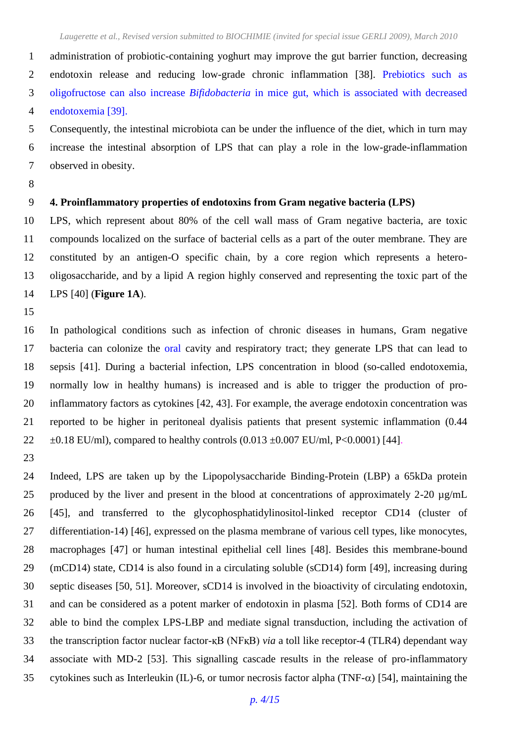administration of probiotic-containing yoghurt may improve the gut barrier function, decreasing endotoxin release and reducing low-grade chronic inflammation [38]. Prebiotics such as oligofructose can also increase *Bifidobacteria* in mice gut, which is associated with decreased endotoxemia [39].

Consequently, the intestinal microbiota can be under the influence of the diet, which in turn may increase the intestinal absorption of LPS that can play a role in the low-grade-inflammation observed in obesity.

## 4. Proinflammatory properties of endotoxins from Gram negative bacteria (LPS)

LPS, which represent about 80% of the cell wall mass of Gram negative bacteria, are toxic compounds localized on the surface of bacterial cells as a part of the outer membrane. They are constituted by an antigen-O specific chain, by a core region which represents a hetero-oligosaccharide, and by a lipid A region highly conserved and representing the toxic part of the LPS [40] (**Figure 1A**).

In pathological conditions such as infection of chronic diseases in humans, Gram negative bacteria can colonize the oral cavity and respiratory tract; they generate LPS that can lead to sepsis [41]. During a bacterial infection, LPS concentration in blood (so-called endotoxemia, normally low in healthy humans) is increased and is able to trigger the production of pro-inflammatory factors as cytokines [42, 43]. For example, the average endotoxin concentration was reported to be higher in peritoneal dyalisis patients that present systemic inflammation (0.44 ±0.18 EU/ml), compared to healthy controls (0.013 ±0.007 EU/ml, $P<0.0001$) [44].

Indeed, LPS are taken up by the Lipopolysaccharide Binding-Protein (LBP) a 65kDa protein produced by the liver and present in the blood at concentrations of approximately 2-20 µg/mL [45], and transferred to the glycophosphatidylinositol-linked receptor CD14 (cluster of differentiation-14) [46], expressed on the plasma membrane of various cell types, like monocytes, macrophages [47] or human intestinal epithelial cell lines [48]. Besides this membrane-bound (mCD14) state, CD14 is also found in a circulating soluble (sCD14) form [49], increasing during septic diseases [50, 51]. Moreover, sCD14 is involved in the bioactivity of circulating endotoxin, and can be considered as a potent marker of endotoxin in plasma [52]. Both forms of CD14 are able to bind the complex LPS-LBP and mediate signal transduction, including the activation of the transcription factor nuclear factor-κB (NFκB) *via* a toll like receptor-4 (TLR4) dependant way associate with MD-2 [53]. This signalling cascade results in the release of pro-inflammatory cytokines such as Interleukin (IL)-6, or tumor necrosis factor alpha (TNF-$\alpha$) [54], maintaining the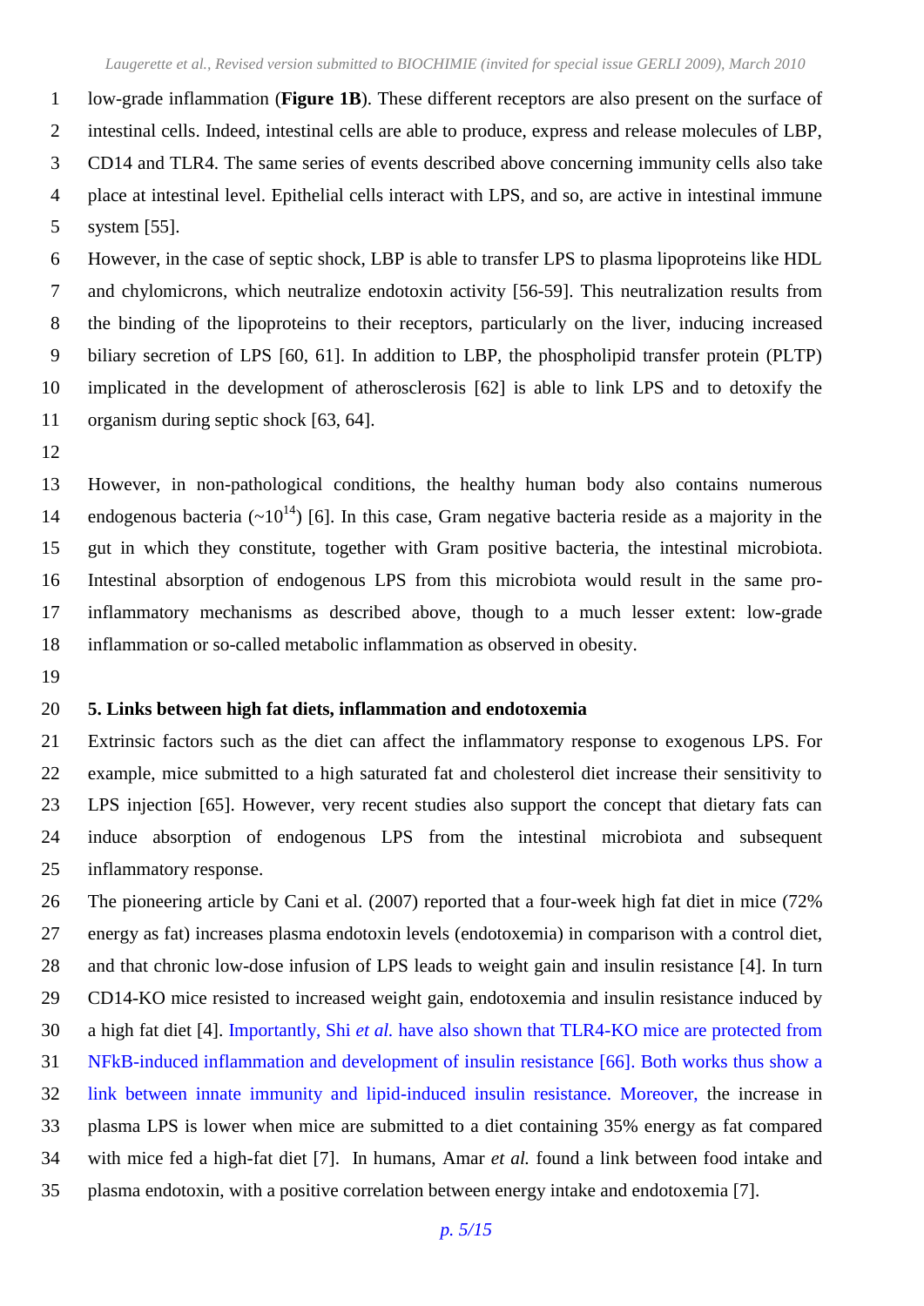low-grade inflammation (**Figure 1B**). These different receptors are also present on the surface of intestinal cells. Indeed, intestinal cells are able to produce, express and release molecules of LBP, CD14 and TLR4. The same series of events described above concerning immunity cells also take place at intestinal level. Epithelial cells interact with LPS, and so, are active in intestinal immune system [55].

However, in the case of septic shock, LBP is able to transfer LPS to plasma lipoproteins like HDL and chylomicrons, which neutralize endotoxin activity [56-59]. This neutralization results from the binding of the lipoproteins to their receptors, particularly on the liver, inducing increased biliary secretion of LPS [60, 61]. In addition to LBP, the phospholipid transfer protein (PLTP) implicated in the development of atherosclerosis [62] is able to link LPS and to detoxify the organism during septic shock [63, 64].

However, in non-pathological conditions, the healthy human body also contains numerous endogenous bacteria (~$10^{14}$) [6]. In this case, Gram negative bacteria reside as a majority in the gut in which they constitute, together with Gram positive bacteria, the intestinal microbiota. Intestinal absorption of endogenous LPS from this microbiota would result in the same pro-inflammatory mechanisms as described above, though to a much lesser extent: low-grade inflammation or so-called metabolic inflammation as observed in obesity.

## 5. Links between high fat diets, inflammation and endotoxemia

Extrinsic factors such as the diet can affect the inflammatory response to exogenous LPS. For example, mice submitted to a high saturated fat and cholesterol diet increase their sensitivity to LPS injection [65]. However, very recent studies also support the concept that dietary fats can induce absorption of endogenous LPS from the intestinal microbiota and subsequent inflammatory response.

The pioneering article by Cani et al. (2007) reported that a four-week high fat diet in mice (72% energy as fat) increases plasma endotoxin levels (endotoxemia) in comparison with a control diet, and that chronic low-dose infusion of LPS leads to weight gain and insulin resistance [4]. In turn CD14-KO mice resisted to increased weight gain, endotoxemia and insulin resistance induced by a high fat diet [4]. Importantly, Shi *et al.* have also shown that TLR4-KO mice are protected from NFkB-induced inflammation and development of insulin resistance [66]. Both works thus show a link between innate immunity and lipid-induced insulin resistance. Moreover, the increase in plasma LPS is lower when mice are submitted to a diet containing 35% energy as fat compared with mice fed a high-fat diet [7]. In humans, Amar *et al.* found a link between food intake and plasma endotoxin, with a positive correlation between energy intake and endotoxemia [7].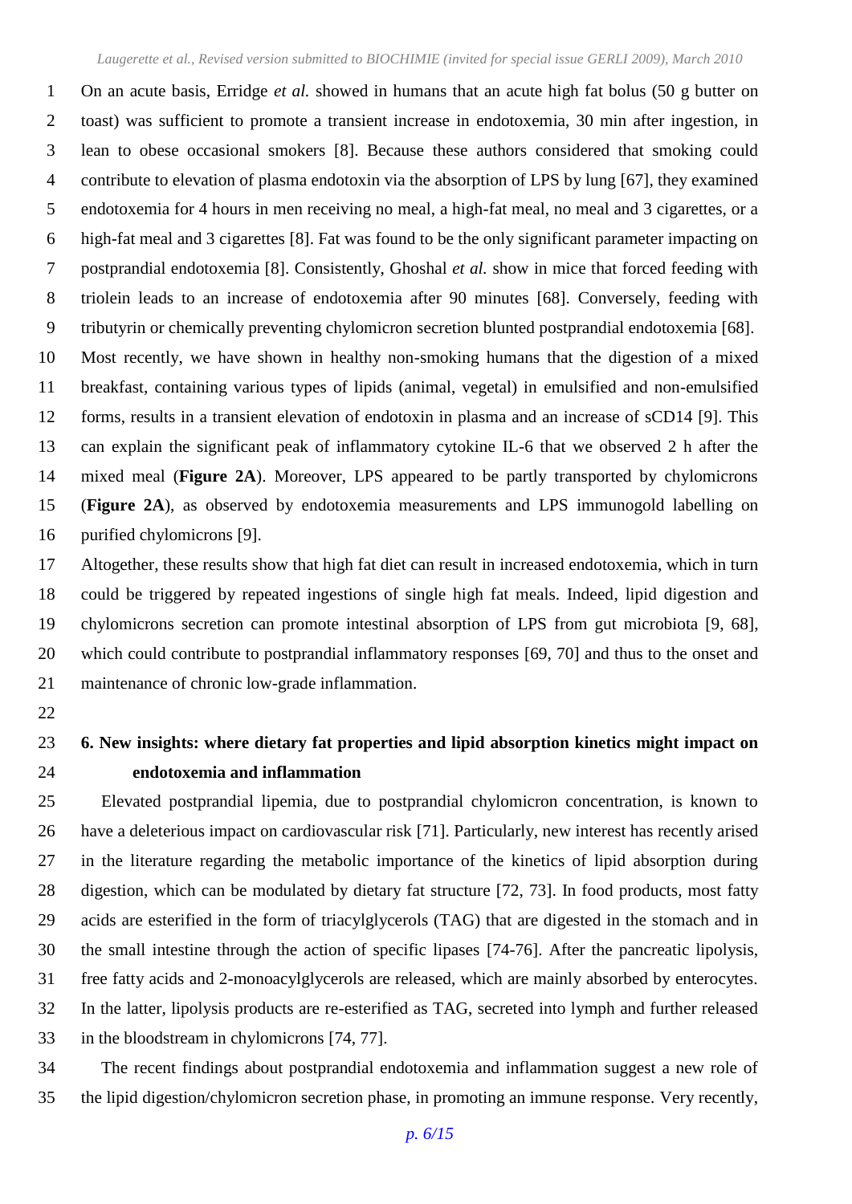On an acute basis, Erridge *et al.* showed in humans that an acute high fat bolus (50 g butter on toast) was sufficient to promote a transient increase in endotoxemia, 30 min after ingestion, in lean to obese occasional smokers [8]. Because these authors considered that smoking could contribute to elevation of plasma endotoxin via the absorption of LPS by lung [67], they examined endotoxemia for 4 hours in men receiving no meal, a high-fat meal, no meal and 3 cigarettes, or a high-fat meal and 3 cigarettes [8]. Fat was found to be the only significant parameter impacting on postprandial endotoxemia [8]. Consistently, Ghoshal *et al.* show in mice that forced feeding with triolein leads to an increase of endotoxemia after 90 minutes [68]. Conversely, feeding with tributyrin or chemically preventing chylomicron secretion blunted postprandial endotoxemia [68]. Most recently, we have shown in healthy non-smoking humans that the digestion of a mixed breakfast, containing various types of lipids (animal, vegetal) in emulsified and non-emulsified forms, results in a transient elevation of endotoxin in plasma and an increase of sCD14 [9]. This can explain the significant peak of inflammatory cytokine IL-6 that we observed 2 h after the mixed meal (**Figure 2A**). Moreover, LPS appeared to be partly transported by chylomicrons (**Figure 2A**), as observed by endotoxemia measurements and LPS immunogold labelling on purified chylomicrons [9].

Altogether, these results show that high fat diet can result in increased endotoxemia, which in turn could be triggered by repeated ingestions of single high fat meals. Indeed, lipid digestion and chylomicrons secretion can promote intestinal absorption of LPS from gut microbiota [9, 68], which could contribute to postprandial inflammatory responses [69, 70] and thus to the onset and maintenance of chronic low-grade inflammation.

## 6. New insights: where dietary fat properties and lipid absorption kinetics might impact on endotoxemia and inflammation

Elevated postprandial lipemia, due to postprandial chylomicron concentration, is known to have a deleterious impact on cardiovascular risk [71]. Particularly, new interest has recently arised in the literature regarding the metabolic importance of the kinetics of lipid absorption during digestion, which can be modulated by dietary fat structure [72, 73]. In food products, most fatty acids are esterified in the form of triacylglycerols (TAG) that are digested in the stomach and in the small intestine through the action of specific lipases [74-76]. After the pancreatic lipolysis, free fatty acids and 2-monoacylglycerols are released, which are mainly absorbed by enterocytes. In the latter, lipolysis products are re-esterified as TAG, secreted into lymph and further released in the bloodstream in chylomicrons [74, 77].

The recent findings about postprandial endotoxemia and inflammation suggest a new role of the lipid digestion/chylomicron secretion phase, in promoting an immune response. Very recently,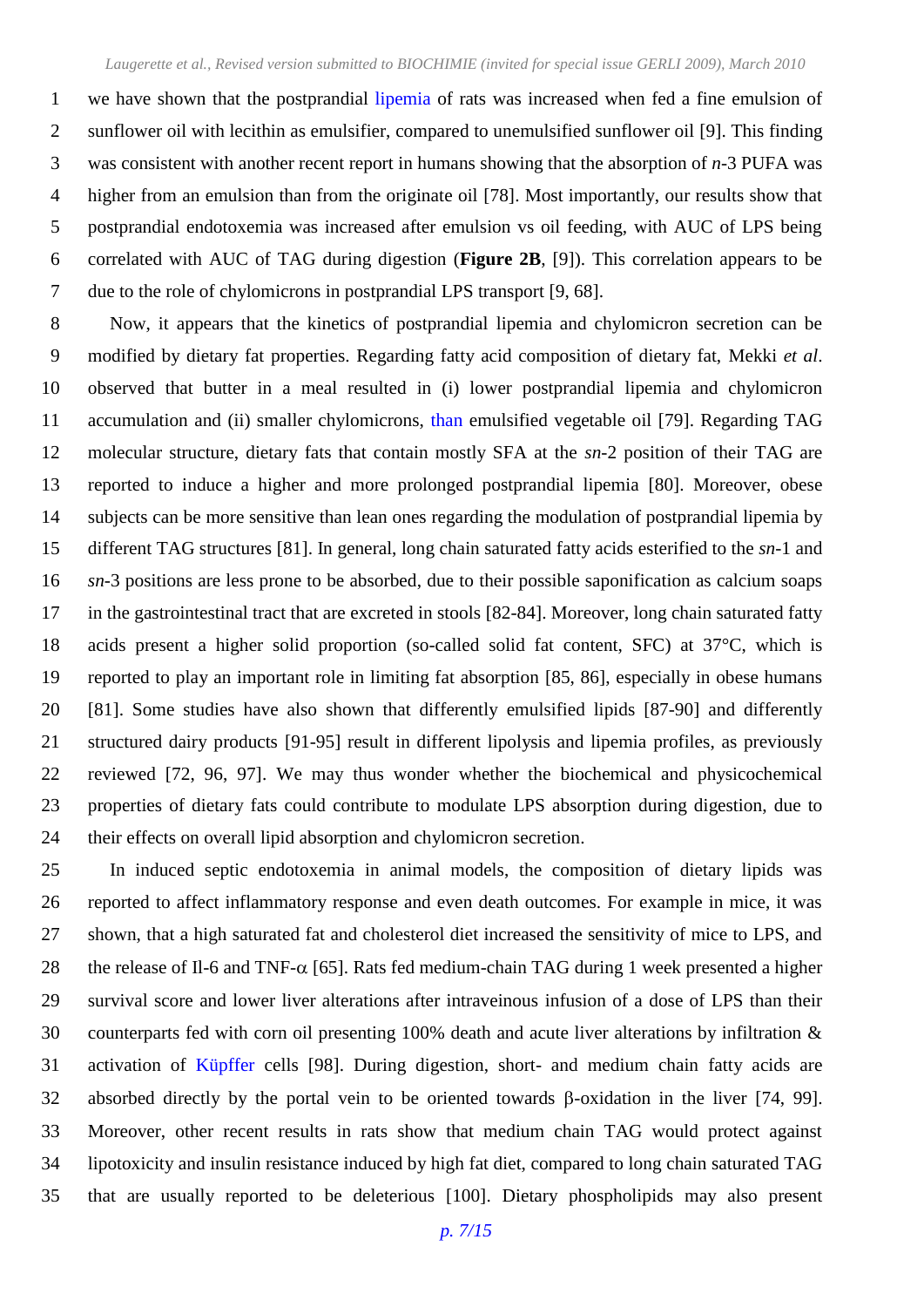we have shown that the postprandial lipemia of rats was increased when fed a fine emulsion of sunflower oil with lecithin as emulsifier, compared to unemulsified sunflower oil [9]. This finding was consistent with another recent report in humans showing that the absorption of *n*-3 PUFA was higher from an emulsion than from the originate oil [78]. Most importantly, our results show that postprandial endotoxemia was increased after emulsion vs oil feeding, with AUC of LPS being correlated with AUC of TAG during digestion (**Figure 2B**, [9]). This correlation appears to be due to the role of chylomicrons in postprandial LPS transport [9, 68].

Now, it appears that the kinetics of postprandial lipemia and chylomicron secretion can be modified by dietary fat properties. Regarding fatty acid composition of dietary fat, Mekki *et al*. observed that butter in a meal resulted in (i) lower postprandial lipemia and chylomicron accumulation and (ii) smaller chylomicrons, than emulsified vegetable oil [79]. Regarding TAG molecular structure, dietary fats that contain mostly SFA at the *sn*-2 position of their TAG are reported to induce a higher and more prolonged postprandial lipemia [80]. Moreover, obese subjects can be more sensitive than lean ones regarding the modulation of postprandial lipemia by different TAG structures [81]. In general, long chain saturated fatty acids esterified to the *sn*-1 and *sn*-3 positions are less prone to be absorbed, due to their possible saponification as calcium soaps in the gastrointestinal tract that are excreted in stools [82-84]. Moreover, long chain saturated fatty acids present a higher solid proportion (so-called solid fat content, SFC) at 37°C, which is reported to play an important role in limiting fat absorption [85, 86], especially in obese humans [81]. Some studies have also shown that differently emulsified lipids [87-90] and differently structured dairy products [91-95] result in different lipolysis and lipemia profiles, as previously reviewed [72, 96, 97]. We may thus wonder whether the biochemical and physicochemical properties of dietary fats could contribute to modulate LPS absorption during digestion, due to their effects on overall lipid absorption and chylomicron secretion.

In induced septic endotoxemia in animal models, the composition of dietary lipids was reported to affect inflammatory response and even death outcomes. For example in mice, it was shown, that a high saturated fat and cholesterol diet increased the sensitivity of mice to LPS, and the release of Il-6 and TNF-$\alpha$ [65]. Rats fed medium-chain TAG during 1 week presented a higher survival score and lower liver alterations after intraveinous infusion of a dose of LPS than their counterparts fed with corn oil presenting 100% death and acute liver alterations by infiltration & activation of Küpffer cells [98]. During digestion, short- and medium chain fatty acids are absorbed directly by the portal vein to be oriented towards $\beta$-oxidation in the liver [74, 99]. Moreover, other recent results in rats show that medium chain TAG would protect against lipotoxicity and insulin resistance induced by high fat diet, compared to long chain saturated TAG that are usually reported to be deleterious [100]. Dietary phospholipids may also present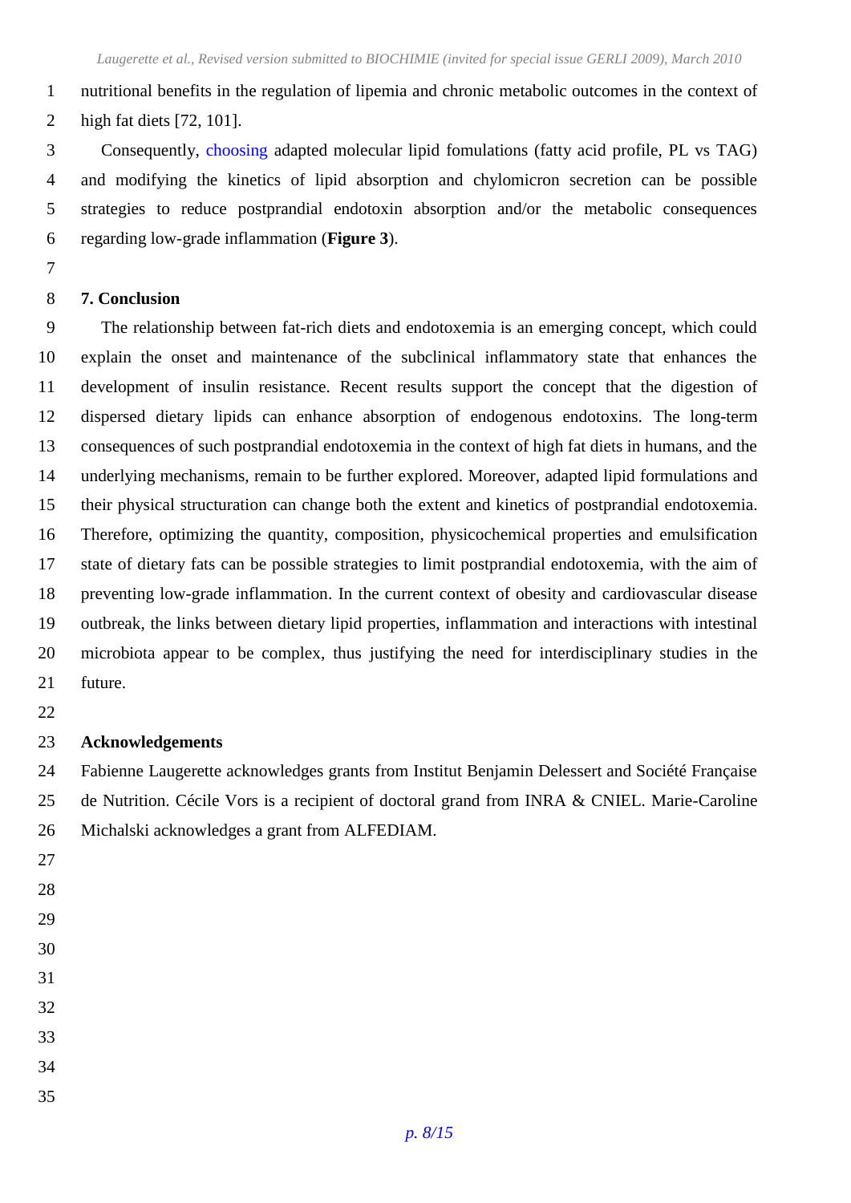nutritional benefits in the regulation of lipemia and chronic metabolic outcomes in the context of high fat diets [72, 101].

Consequently, choosing adapted molecular lipid fomulations (fatty acid profile, PL vs TAG) and modifying the kinetics of lipid absorption and chylomicron secretion can be possible strategies to reduce postprandial endotoxin absorption and/or the metabolic consequences regarding low-grade inflammation (**Figure 3**).

## 7. Conclusion

The relationship between fat-rich diets and endotoxemia is an emerging concept, which could explain the onset and maintenance of the subclinical inflammatory state that enhances the development of insulin resistance. Recent results support the concept that the digestion of dispersed dietary lipids can enhance absorption of endogenous endotoxins. The long-term consequences of such postprandial endotoxemia in the context of high fat diets in humans, and the underlying mechanisms, remain to be further explored. Moreover, adapted lipid formulations and their physical structuration can change both the extent and kinetics of postprandial endotoxemia. Therefore, optimizing the quantity, composition, physicochemical properties and emulsification state of dietary fats can be possible strategies to limit postprandial endotoxemia, with the aim of preventing low-grade inflammation. In the current context of obesity and cardiovascular disease outbreak, the links between dietary lipid properties, inflammation and interactions with intestinal microbiota appear to be complex, thus justifying the need for interdisciplinary studies in the future.

## Acknowledgements

Fabienne Laugerette acknowledges grants from Institut Benjamin Delessert and Société Française de Nutrition. Cécile Vors is a recipient of doctoral grand from INRA & CNIEL. Marie-Caroline Michalski acknowledges a grant from ALFEDIAM.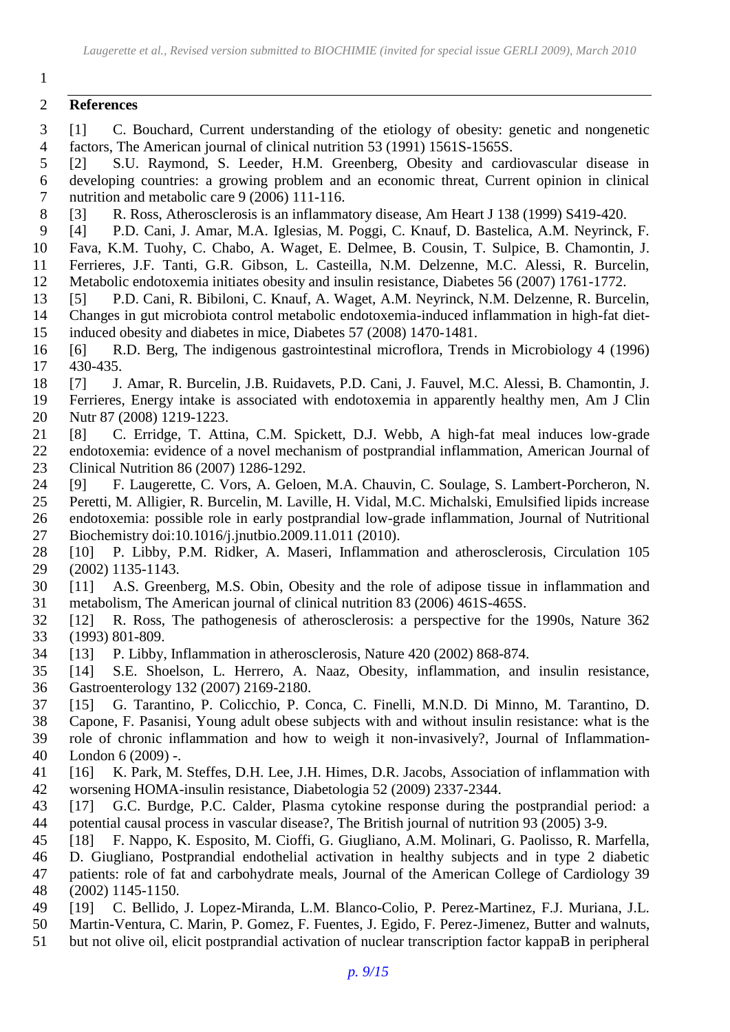## References

[1] C. Bouchard, Current understanding of the etiology of obesity: genetic and nongenetic factors, The American journal of clinical nutrition 53 (1991) 1561S-1565S.

[2] S.U. Raymond, S. Leeder, H.M. Greenberg, Obesity and cardiovascular disease in developing countries: a growing problem and an economic threat, Current opinion in clinical nutrition and metabolic care 9 (2006) 111-116.

[3] R. Ross, Atherosclerosis is an inflammatory disease, Am Heart J 138 (1999) S419-420.

[4] P.D. Cani, J. Amar, M.A. Iglesias, M. Poggi, C. Knauf, D. Bastelica, A.M. Neyrinck, F. Fava, K.M. Tuohy, C. Chabo, A. Waget, E. Delmee, B. Cousin, T. Sulpice, B. Chamontin, J. Ferrieres, J.F. Tanti, G.R. Gibson, L. Casteilla, N.M. Delzenne, M.C. Alessi, R. Burcelin, Metabolic endotoxemia initiates obesity and insulin resistance, Diabetes 56 (2007) 1761-1772.

[5] P.D. Cani, R. Bibiloni, C. Knauf, A. Waget, A.M. Neyrinck, N.M. Delzenne, R. Burcelin, Changes in gut microbiota control metabolic endotoxemia-induced inflammation in high-fat diet-induced obesity and diabetes in mice, Diabetes 57 (2008) 1470-1481.

[6] R.D. Berg, The indigenous gastrointestinal microflora, Trends in Microbiology 4 (1996) 430-435.

[7] J. Amar, R. Burcelin, J.B. Ruidavets, P.D. Cani, J. Fauvel, M.C. Alessi, B. Chamontin, J. Ferrieres, Energy intake is associated with endotoxemia in apparently healthy men, Am J Clin Nutr 87 (2008) 1219-1223.

[8] C. Erridge, T. Attina, C.M. Spickett, D.J. Webb, A high-fat meal induces low-grade endotoxemia: evidence of a novel mechanism of postprandial inflammation, American Journal of Clinical Nutrition 86 (2007) 1286-1292.

[9] F. Laugerette, C. Vors, A. Geloen, M.A. Chauvin, C. Soulage, S. Lambert-Porcheron, N. Peretti, M. Alligier, R. Burcelin, M. Laville, H. Vidal, M.C. Michalski, Emulsified lipids increase endotoxemia: possible role in early postprandial low-grade inflammation, Journal of Nutritional Biochemistry doi:10.1016/j.jnutbio.2009.11.011 (2010).

[10] P. Libby, P.M. Ridker, A. Maseri, Inflammation and atherosclerosis, Circulation 105 (2002) 1135-1143.

[11] A.S. Greenberg, M.S. Obin, Obesity and the role of adipose tissue in inflammation and metabolism, The American journal of clinical nutrition 83 (2006) 461S-465S.

[12] R. Ross, The pathogenesis of atherosclerosis: a perspective for the 1990s, Nature 362 (1993) 801-809.

[13] P. Libby, Inflammation in atherosclerosis, Nature 420 (2002) 868-874.

[14] S.E. Shoelson, L. Herrero, A. Naaz, Obesity, inflammation, and insulin resistance, Gastroenterology 132 (2007) 2169-2180.

[15] G. Tarantino, P. Colicchio, P. Conca, C. Finelli, M.N.D. Di Minno, M. Tarantino, D. Capone, F. Pasanisi, Young adult obese subjects with and without insulin resistance: what is the role of chronic inflammation and how to weigh it non-invasively?, Journal of Inflammation-London 6 (2009) -.

[16] K. Park, M. Steffes, D.H. Lee, J.H. Himes, D.R. Jacobs, Association of inflammation with worsening HOMA-insulin resistance, Diabetologia 52 (2009) 2337-2344.

[17] G.C. Burdge, P.C. Calder, Plasma cytokine response during the postprandial period: a potential causal process in vascular disease?, The British journal of nutrition 93 (2005) 3-9.

[18] F. Nappo, K. Esposito, M. Cioffi, G. Giugliano, A.M. Molinari, G. Paolisso, R. Marfella, D. Giugliano, Postprandial endothelial activation in healthy subjects and in type 2 diabetic patients: role of fat and carbohydrate meals, Journal of the American College of Cardiology 39 (2002) 1145-1150.

[19] C. Bellido, J. Lopez-Miranda, L.M. Blanco-Colio, P. Perez-Martinez, F.J. Muriana, J.L. Martin-Ventura, C. Marin, P. Gomez, F. Fuentes, J. Egido, F. Perez-Jimenez, Butter and walnuts, but not olive oil, elicit postprandial activation of nuclear transcription factor kappaB in peripheral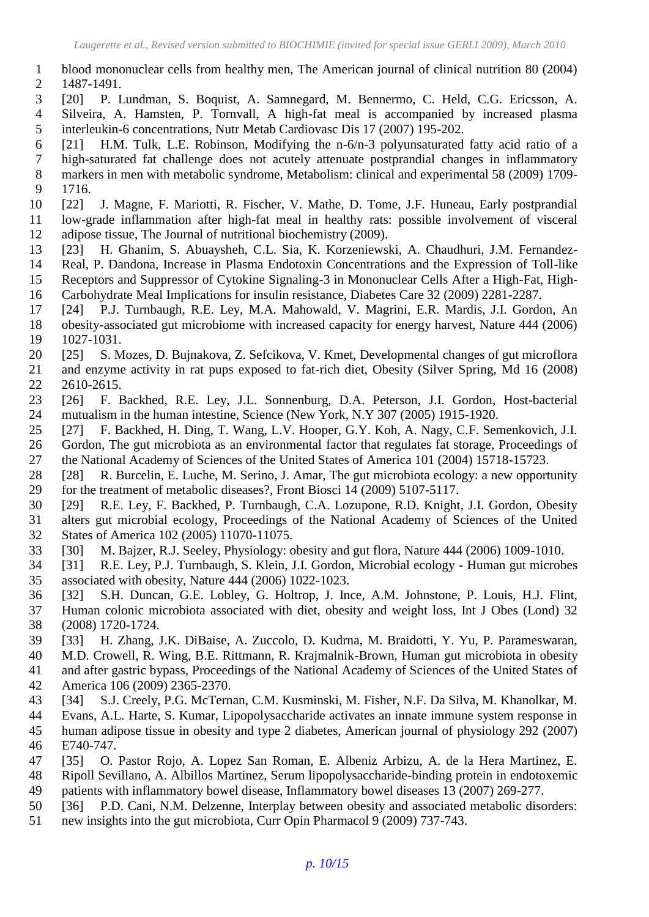blood mononuclear cells from healthy men, The American journal of clinical nutrition 80 (2004) 1487-1491.

[20] P. Lundman, S. Boquist, A. Samnegard, M. Bennermo, C. Held, C.G. Ericsson, A. Silveira, A. Hamsten, P. Tornvall, A high-fat meal is accompanied by increased plasma interleukin-6 concentrations, Nutr Metab Cardiovasc Dis 17 (2007) 195-202.

[21] H.M. Tulk, L.E. Robinson, Modifying the n-6/n-3 polyunsaturated fatty acid ratio of a high-saturated fat challenge does not acutely attenuate postprandial changes in inflammatory markers in men with metabolic syndrome, Metabolism: clinical and experimental 58 (2009) 1709-1716.

[22] J. Magne, F. Mariotti, R. Fischer, V. Mathe, D. Tome, J.F. Huneau, Early postprandial low-grade inflammation after high-fat meal in healthy rats: possible involvement of visceral adipose tissue, The Journal of nutritional biochemistry (2009).

[23] H. Ghanim, S. Abuaysheh, C.L. Sia, K. Korzeniewski, A. Chaudhuri, J.M. Fernandez-Real, P. Dandona, Increase in Plasma Endotoxin Concentrations and the Expression of Toll-like Receptors and Suppressor of Cytokine Signaling-3 in Mononuclear Cells After a High-Fat, High-Carbohydrate Meal Implications for insulin resistance, Diabetes Care 32 (2009) 2281-2287.

[24] P.J. Turnbaugh, R.E. Ley, M.A. Mahowald, V. Magrini, E.R. Mardis, J.I. Gordon, An obesity-associated gut microbiome with increased capacity for energy harvest, Nature 444 (2006) 1027-1031.

[25] S. Mozes, D. Bujnakova, Z. Sefcikova, V. Kmet, Developmental changes of gut microflora and enzyme activity in rat pups exposed to fat-rich diet, Obesity (Silver Spring, Md 16 (2008) 2610-2615.

[26] F. Backhed, R.E. Ley, J.L. Sonnenburg, D.A. Peterson, J.I. Gordon, Host-bacterial mutualism in the human intestine, Science (New York, N.Y 307 (2005) 1915-1920.

[27] F. Backhed, H. Ding, T. Wang, L.V. Hooper, G.Y. Koh, A. Nagy, C.F. Semenkovich, J.I. Gordon, The gut microbiota as an environmental factor that regulates fat storage, Proceedings of the National Academy of Sciences of the United States of America 101 (2004) 15718-15723.

[28] R. Burcelin, E. Luche, M. Serino, J. Amar, The gut microbiota ecology: a new opportunity for the treatment of metabolic diseases?, Front Biosci 14 (2009) 5107-5117.

[29] R.E. Ley, F. Backhed, P. Turnbaugh, C.A. Lozupone, R.D. Knight, J.I. Gordon, Obesity alters gut microbial ecology, Proceedings of the National Academy of Sciences of the United States of America 102 (2005) 11070-11075.

[30] M. Bajzer, R.J. Seeley, Physiology: obesity and gut flora, Nature 444 (2006) 1009-1010.

[31] R.E. Ley, P.J. Turnbaugh, S. Klein, J.I. Gordon, Microbial ecology - Human gut microbes associated with obesity, Nature 444 (2006) 1022-1023.

[32] S.H. Duncan, G.E. Lobley, G. Holtrop, J. Ince, A.M. Johnstone, P. Louis, H.J. Flint, Human colonic microbiota associated with diet, obesity and weight loss, Int J Obes (Lond) 32 (2008) 1720-1724.

[33] H. Zhang, J.K. DiBaise, A. Zuccolo, D. Kudrna, M. Braidotti, Y. Yu, P. Parameswaran, M.D. Crowell, R. Wing, B.E. Rittmann, R. Krajmalnik-Brown, Human gut microbiota in obesity and after gastric bypass, Proceedings of the National Academy of Sciences of the United States of America 106 (2009) 2365-2370.

[34] S.J. Creely, P.G. McTernan, C.M. Kusminski, M. Fisher, N.F. Da Silva, M. Khanolkar, M. Evans, A.L. Harte, S. Kumar, Lipopolysaccharide activates an innate immune system response in human adipose tissue in obesity and type 2 diabetes, American journal of physiology 292 (2007) E740-747.

[35] O. Pastor Rojo, A. Lopez San Roman, E. Albeniz Arbizu, A. de la Hera Martinez, E. Ripoll Sevillano, A. Albillos Martinez, Serum lipopolysaccharide-binding protein in endotoxemic patients with inflammatory bowel disease, Inflammatory bowel diseases 13 (2007) 269-277.

[36] P.D. Cani, N.M. Delzenne, Interplay between obesity and associated metabolic disorders: new insights into the gut microbiota, Curr Opin Pharmacol 9 (2009) 737-743.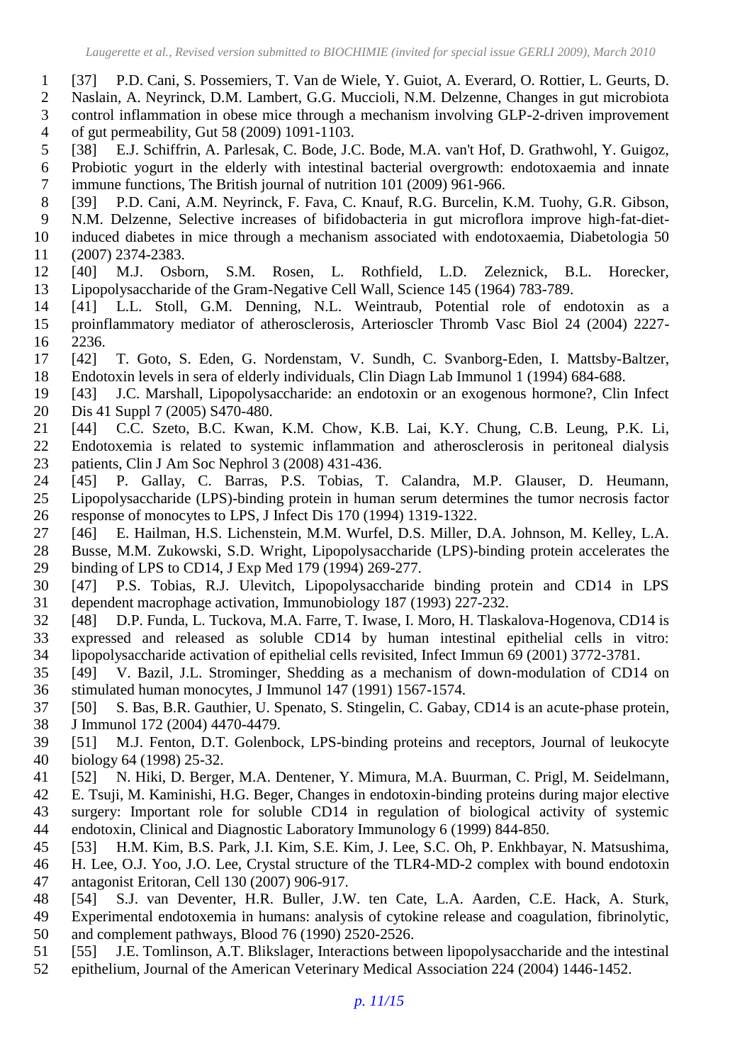[37] P.D. Cani, S. Possemiers, T. Van de Wiele, Y. Guiot, A. Everard, O. Rottier, L. Geurts, D. Naslain, A. Neyrinck, D.M. Lambert, G.G. Muccioli, N.M. Delzenne, Changes in gut microbiota control inflammation in obese mice through a mechanism involving GLP-2-driven improvement of gut permeability, Gut 58 (2009) 1091-1103.

[38] E.J. Schiffrin, A. Parlesak, C. Bode, J.C. Bode, M.A. van't Hof, D. Grathwohl, Y. Guigoz, Probiotic yogurt in the elderly with intestinal bacterial overgrowth: endotoxaemia and innate immune functions, The British journal of nutrition 101 (2009) 961-966.

[39] P.D. Cani, A.M. Neyrinck, F. Fava, C. Knauf, R.G. Burcelin, K.M. Tuohy, G.R. Gibson, N.M. Delzenne, Selective increases of bifidobacteria in gut microflora improve high-fat-diet-induced diabetes in mice through a mechanism associated with endotoxaemia, Diabetologia 50 (2007) 2374-2383.

[40] M.J. Osborn, S.M. Rosen, L. Rothfield, L.D. Zeleznick, B.L. Horecker, Lipopolysaccharide of the Gram-Negative Cell Wall, Science 145 (1964) 783-789.

[41] L.L. Stoll, G.M. Denning, N.L. Weintraub, Potential role of endotoxin as a proinflammatory mediator of atherosclerosis, Arterioscler Thromb Vasc Biol 24 (2004) 2227-2236.

[42] T. Goto, S. Eden, G. Nordenstam, V. Sundh, C. Svanborg-Eden, I. Mattsby-Baltzer, Endotoxin levels in sera of elderly individuals, Clin Diagn Lab Immunol 1 (1994) 684-688.

[43] J.C. Marshall, Lipopolysaccharide: an endotoxin or an exogenous hormone?, Clin Infect Dis 41 Suppl 7 (2005) S470-480.

[44] C.C. Szeto, B.C. Kwan, K.M. Chow, K.B. Lai, K.Y. Chung, C.B. Leung, P.K. Li, Endotoxemia is related to systemic inflammation and atherosclerosis in peritoneal dialysis patients, Clin J Am Soc Nephrol 3 (2008) 431-436.

[45] P. Gallay, C. Barras, P.S. Tobias, T. Calandra, M.P. Glauser, D. Heumann, Lipopolysaccharide (LPS)-binding protein in human serum determines the tumor necrosis factor response of monocytes to LPS, J Infect Dis 170 (1994) 1319-1322.

[46] E. Hailman, H.S. Lichenstein, M.M. Wurfel, D.S. Miller, D.A. Johnson, M. Kelley, L.A. Busse, M.M. Zukowski, S.D. Wright, Lipopolysaccharide (LPS)-binding protein accelerates the binding of LPS to CD14, J Exp Med 179 (1994) 269-277.

[47] P.S. Tobias, R.J. Ulevitch, Lipopolysaccharide binding protein and CD14 in LPS dependent macrophage activation, Immunobiology 187 (1993) 227-232.

[48] D.P. Funda, L. Tuckova, M.A. Farre, T. Iwase, I. Moro, H. Tlaskalova-Hogenova, CD14 is expressed and released as soluble CD14 by human intestinal epithelial cells in vitro: lipopolysaccharide activation of epithelial cells revisited, Infect Immun 69 (2001) 3772-3781.

[49] V. Bazil, J.L. Strominger, Shedding as a mechanism of down-modulation of CD14 on stimulated human monocytes, J Immunol 147 (1991) 1567-1574.

[50] S. Bas, B.R. Gauthier, U. Spenato, S. Stingelin, C. Gabay, CD14 is an acute-phase protein, J Immunol 172 (2004) 4470-4479.

[51] M.J. Fenton, D.T. Golenbock, LPS-binding proteins and receptors, Journal of leukocyte biology 64 (1998) 25-32.

[52] N. Hiki, D. Berger, M.A. Dentener, Y. Mimura, M.A. Buurman, C. Prigl, M. Seidelmann, E. Tsuji, M. Kaminishi, H.G. Beger, Changes in endotoxin-binding proteins during major elective surgery: Important role for soluble CD14 in regulation of biological activity of systemic endotoxin, Clinical and Diagnostic Laboratory Immunology 6 (1999) 844-850.

[53] H.M. Kim, B.S. Park, J.I. Kim, S.E. Kim, J. Lee, S.C. Oh, P. Enkhbayar, N. Matsushima, H. Lee, O.J. Yoo, J.O. Lee, Crystal structure of the TLR4-MD-2 complex with bound endotoxin antagonist Eritoran, Cell 130 (2007) 906-917.

[54] S.J. van Deventer, H.R. Buller, J.W. ten Cate, L.A. Aarden, C.E. Hack, A. Sturk, Experimental endotoxemia in humans: analysis of cytokine release and coagulation, fibrinolytic, and complement pathways, Blood 76 (1990) 2520-2526.

[55] J.E. Tomlinson, A.T. Blikslager, Interactions between lipopolysaccharide and the intestinal epithelium, Journal of the American Veterinary Medical Association 224 (2004) 1446-1452.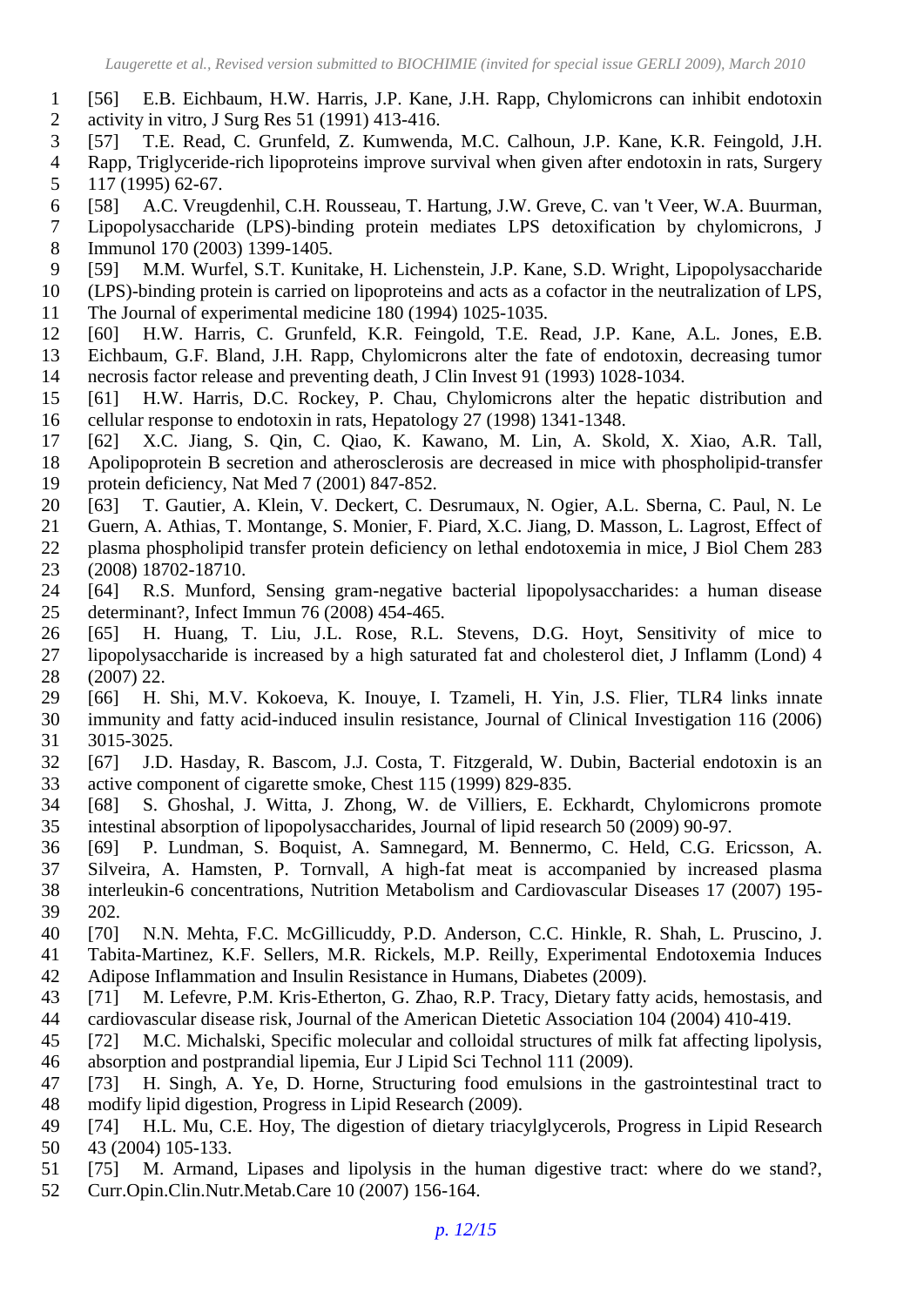[56] E.B. Eichbaum, H.W. Harris, J.P. Kane, J.H. Rapp, Chylomicrons can inhibit endotoxin activity in vitro, J Surg Res 51 (1991) 413-416.

[57] T.E. Read, C. Grunfeld, Z. Kumwenda, M.C. Calhoun, J.P. Kane, K.R. Feingold, J.H. Rapp, Triglyceride-rich lipoproteins improve survival when given after endotoxin in rats, Surgery 117 (1995) 62-67.

[58] A.C. Vreugdenhil, C.H. Rousseau, T. Hartung, J.W. Greve, C. van 't Veer, W.A. Buurman, Lipopolysaccharide (LPS)-binding protein mediates LPS detoxification by chylomicrons, J Immunol 170 (2003) 1399-1405.

[59] M.M. Wurfel, S.T. Kunitake, H. Lichenstein, J.P. Kane, S.D. Wright, Lipopolysaccharide (LPS)-binding protein is carried on lipoproteins and acts as a cofactor in the neutralization of LPS, The Journal of experimental medicine 180 (1994) 1025-1035.

[60] H.W. Harris, C. Grunfeld, K.R. Feingold, T.E. Read, J.P. Kane, A.L. Jones, E.B. Eichbaum, G.F. Bland, J.H. Rapp, Chylomicrons alter the fate of endotoxin, decreasing tumor necrosis factor release and preventing death, J Clin Invest 91 (1993) 1028-1034.

[61] H.W. Harris, D.C. Rockey, P. Chau, Chylomicrons alter the hepatic distribution and cellular response to endotoxin in rats, Hepatology 27 (1998) 1341-1348.

[62] X.C. Jiang, S. Qin, C. Qiao, K. Kawano, M. Lin, A. Skold, X. Xiao, A.R. Tall, Apolipoprotein B secretion and atherosclerosis are decreased in mice with phospholipid-transfer protein deficiency, Nat Med 7 (2001) 847-852.

[63] T. Gautier, A. Klein, V. Deckert, C. Desrumaux, N. Ogier, A.L. Sberna, C. Paul, N. Le Guern, A. Athias, T. Montange, S. Monier, F. Piard, X.C. Jiang, D. Masson, L. Lagrost, Effect of plasma phospholipid transfer protein deficiency on lethal endotoxemia in mice, J Biol Chem 283 (2008) 18702-18710.

[64] R.S. Munford, Sensing gram-negative bacterial lipopolysaccharides: a human disease determinant?, Infect Immun 76 (2008) 454-465.

[65] H. Huang, T. Liu, J.L. Rose, R.L. Stevens, D.G. Hoyt, Sensitivity of mice to lipopolysaccharide is increased by a high saturated fat and cholesterol diet, J Inflamm (Lond) 4 (2007) 22.

[66] H. Shi, M.V. Kokoeva, K. Inouye, I. Tzameli, H. Yin, J.S. Flier, TLR4 links innate immunity and fatty acid-induced insulin resistance, Journal of Clinical Investigation 116 (2006) 3015-3025.

[67] J.D. Hasday, R. Bascom, J.J. Costa, T. Fitzgerald, W. Dubin, Bacterial endotoxin is an active component of cigarette smoke, Chest 115 (1999) 829-835.

[68] S. Ghoshal, J. Witta, J. Zhong, W. de Villiers, E. Eckhardt, Chylomicrons promote intestinal absorption of lipopolysaccharides, Journal of lipid research 50 (2009) 90-97.

[69] P. Lundman, S. Boquist, A. Samnegard, M. Bennermo, C. Held, C.G. Ericsson, A. Silveira, A. Hamsten, P. Tornvall, A high-fat meat is accompanied by increased plasma interleukin-6 concentrations, Nutrition Metabolism and Cardiovascular Diseases 17 (2007) 195-202.

[70] N.N. Mehta, F.C. McGillicuddy, P.D. Anderson, C.C. Hinkle, R. Shah, L. Pruscino, J. Tabita-Martinez, K.F. Sellers, M.R. Rickels, M.P. Reilly, Experimental Endotoxemia Induces Adipose Inflammation and Insulin Resistance in Humans, Diabetes (2009).

[71] M. Lefevre, P.M. Kris-Etherton, G. Zhao, R.P. Tracy, Dietary fatty acids, hemostasis, and cardiovascular disease risk, Journal of the American Dietetic Association 104 (2004) 410-419.

[72] M.C. Michalski, Specific molecular and colloidal structures of milk fat affecting lipolysis, absorption and postprandial lipemia, Eur J Lipid Sci Technol 111 (2009).

[73] H. Singh, A. Ye, D. Horne, Structuring food emulsions in the gastrointestinal tract to modify lipid digestion, Progress in Lipid Research (2009).

[74] H.L. Mu, C.E. Hoy, The digestion of dietary triacylglycerols, Progress in Lipid Research 43 (2004) 105-133.

[75] M. Armand, Lipases and lipolysis in the human digestive tract: where do we stand?, Curr.Opin.Clin.Nutr.Metab.Care 10 (2007) 156-164.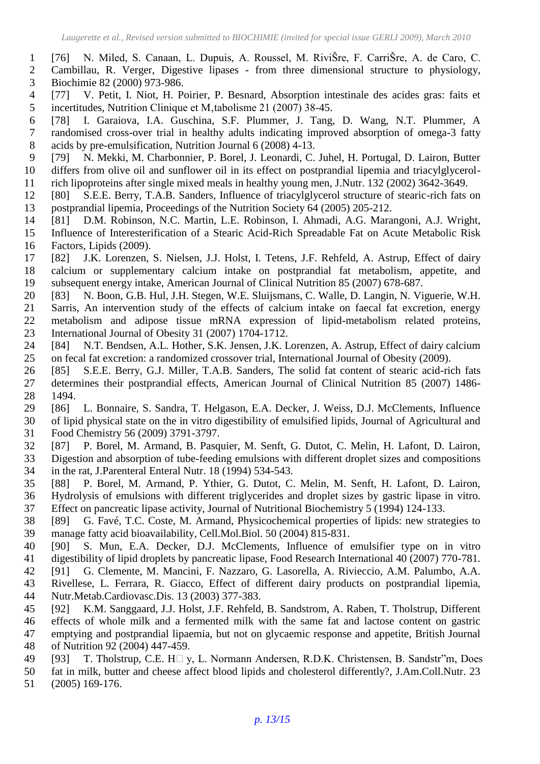[76] N. Miled, S. Canaan, L. Dupuis, A. Roussel, M. RiviŠre, F. CarriŠre, A. de Caro, C. Cambillau, R. Verger, Digestive lipases - from three dimensional structure to physiology, Biochimie 82 (2000) 973-986.

[77] V. Petit, I. Niot, H. Poirier, P. Besnard, Absorption intestinale des acides gras: faits et incertitudes, Nutrition Clinique et M‚tabolisme 21 (2007) 38-45.

[78] I. Garaiova, I.A. Guschina, S.F. Plummer, J. Tang, D. Wang, N.T. Plummer, A randomised cross-over trial in healthy adults indicating improved absorption of omega-3 fatty acids by pre-emulsification, Nutrition Journal 6 (2008) 4-13.

[79] N. Mekki, M. Charbonnier, P. Borel, J. Leonardi, C. Juhel, H. Portugal, D. Lairon, Butter differs from olive oil and sunflower oil in its effect on postprandial lipemia and triacylglycerol-rich lipoproteins after single mixed meals in healthy young men, J.Nutr. 132 (2002) 3642-3649.

[80] S.E.E. Berry, T.A.B. Sanders, Influence of triacylglycerol structure of stearic-rich fats on postprandial lipemia, Proceedings of the Nutrition Society 64 (2005) 205-212.

[81] D.M. Robinson, N.C. Martin, L.E. Robinson, I. Ahmadi, A.G. Marangoni, A.J. Wright, Influence of Interesterification of a Stearic Acid-Rich Spreadable Fat on Acute Metabolic Risk Factors, Lipids (2009).

[82] J.K. Lorenzen, S. Nielsen, J.J. Holst, I. Tetens, J.F. Rehfeld, A. Astrup, Effect of dairy calcium or supplementary calcium intake on postprandial fat metabolism, appetite, and subsequent energy intake, American Journal of Clinical Nutrition 85 (2007) 678-687.

[83] N. Boon, G.B. Hul, J.H. Stegen, W.E. Sluijsmans, C. Walle, D. Langin, N. Viguerie, W.H. Sarris, An intervention study of the effects of calcium intake on faecal fat excretion, energy metabolism and adipose tissue mRNA expression of lipid-metabolism related proteins, International Journal of Obesity 31 (2007) 1704-1712.

[84] N.T. Bendsen, A.L. Hother, S.K. Jensen, J.K. Lorenzen, A. Astrup, Effect of dairy calcium on fecal fat excretion: a randomized crossover trial, International Journal of Obesity (2009).

[85] S.E.E. Berry, G.J. Miller, T.A.B. Sanders, The solid fat content of stearic acid-rich fats determines their postprandial effects, American Journal of Clinical Nutrition 85 (2007) 1486-1494.

[86] L. Bonnaire, S. Sandra, T. Helgason, E.A. Decker, J. Weiss, D.J. McClements, Influence of lipid physical state on the in vitro digestibility of emulsified lipids, Journal of Agricultural and Food Chemistry 56 (2009) 3791-3797.

[87] P. Borel, M. Armand, B. Pasquier, M. Senft, G. Dutot, C. Melin, H. Lafont, D. Lairon, Digestion and absorption of tube-feeding emulsions with different droplet sizes and compositions in the rat, J.Parenteral Enteral Nutr. 18 (1994) 534-543.

[88] P. Borel, M. Armand, P. Ythier, G. Dutot, C. Melin, M. Senft, H. Lafont, D. Lairon, Hydrolysis of emulsions with different triglycerides and droplet sizes by gastric lipase in vitro. Effect on pancreatic lipase activity, Journal of Nutritional Biochemistry 5 (1994) 124-133.

[89] G. Favé, T.C. Coste, M. Armand, Physicochemical properties of lipids: new strategies to manage fatty acid bioavailability, Cell.Mol.Biol. 50 (2004) 815-831.

[90] S. Mun, E.A. Decker, D.J. McClements, Influence of emulsifier type on in vitro digestibility of lipid droplets by pancreatic lipase, Food Research International 40 (2007) 770-781.

[91] G. Clemente, M. Mancini, F. Nazzaro, G. Lasorella, A. Rivieccio, A.M. Palumbo, A.A. Rivellese, L. Ferrara, R. Giacco, Effect of different dairy products on postprandial lipemia, Nutr.Metab.Cardiovasc.Dis. 13 (2003) 377-383.

[92] K.M. Sanggaard, J.J. Holst, J.F. Rehfeld, B. Sandstrom, A. Raben, T. Tholstrup, Different effects of whole milk and a fermented milk with the same fat and lactose content on gastric emptying and postprandial lipaemia, but not on glycaemic response and appetite, British Journal of Nutrition 92 (2004) 447-459.

[93] T. Tholstrup, C.E. H□ y, L. Normann Andersen, R.D.K. Christensen, B. Sandstr"m, Does fat in milk, butter and cheese affect blood lipids and cholesterol differently?, J.Am.Coll.Nutr. 23 (2005) 169-176.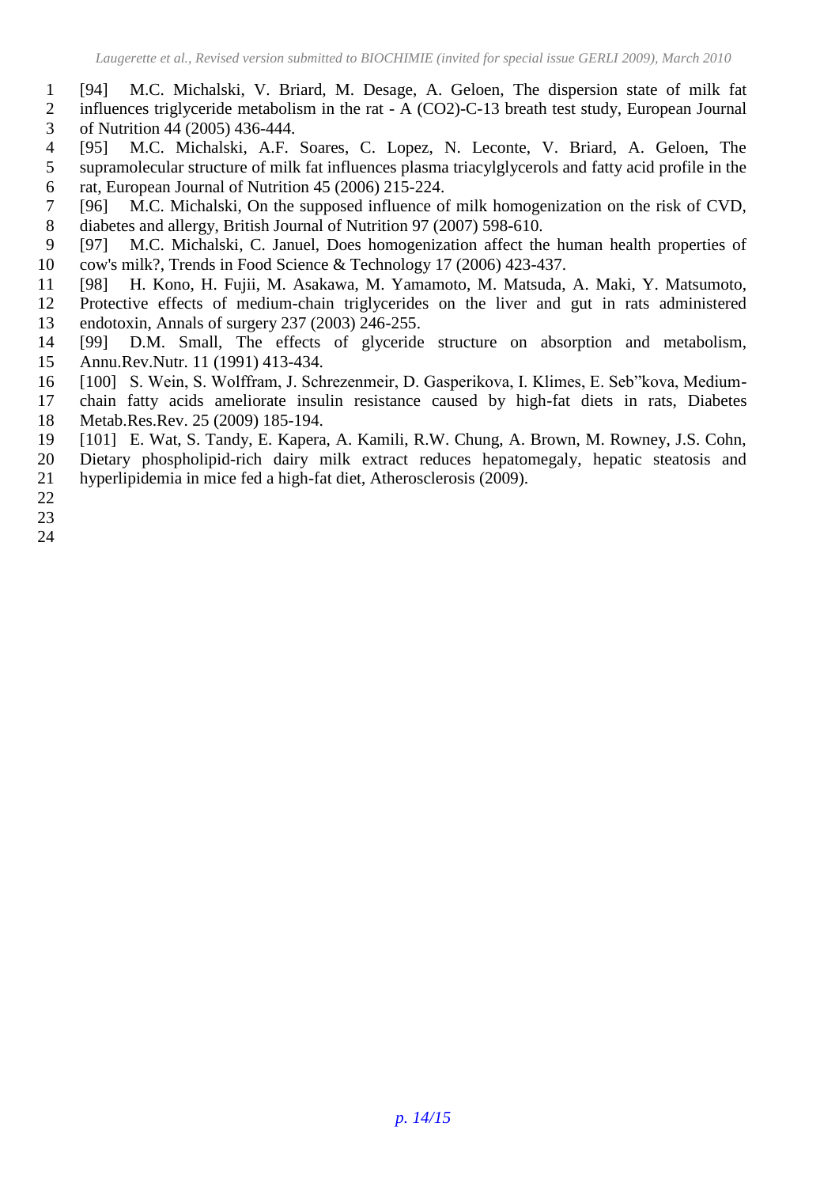[94] M.C. Michalski, V. Briard, M. Desage, A. Geloen, The dispersion state of milk fat influences triglyceride metabolism in the rat - A (CO2)-C-13 breath test study, European Journal of Nutrition 44 (2005) 436-444.

[95] M.C. Michalski, A.F. Soares, C. Lopez, N. Leconte, V. Briard, A. Geloen, The supramolecular structure of milk fat influences plasma triacylglycerols and fatty acid profile in the rat, European Journal of Nutrition 45 (2006) 215-224.

[96] M.C. Michalski, On the supposed influence of milk homogenization on the risk of CVD, diabetes and allergy, British Journal of Nutrition 97 (2007) 598-610.

[97] M.C. Michalski, C. Januel, Does homogenization affect the human health properties of cow's milk?, Trends in Food Science & Technology 17 (2006) 423-437.

[98] H. Kono, H. Fujii, M. Asakawa, M. Yamamoto, M. Matsuda, A. Maki, Y. Matsumoto, Protective effects of medium-chain triglycerides on the liver and gut in rats administered endotoxin, Annals of surgery 237 (2003) 246-255.

[99] D.M. Small, The effects of glyceride structure on absorption and metabolism, Annu.Rev.Nutr. 11 (1991) 413-434.

[100] S. Wein, S. Wolffram, J. Schrezenmeir, D. Gasperikova, I. Klimes, E. Seb”kova, Medium-chain fatty acids ameliorate insulin resistance caused by high-fat diets in rats, Diabetes Metab.Res.Rev. 25 (2009) 185-194.

[101] E. Wat, S. Tandy, E. Kapera, A. Kamili, R.W. Chung, A. Brown, M. Rowney, J.S. Cohn, Dietary phospholipid-rich dairy milk extract reduces hepatomegaly, hepatic steatosis and hyperlipidemia in mice fed a high-fat diet, Atherosclerosis (2009).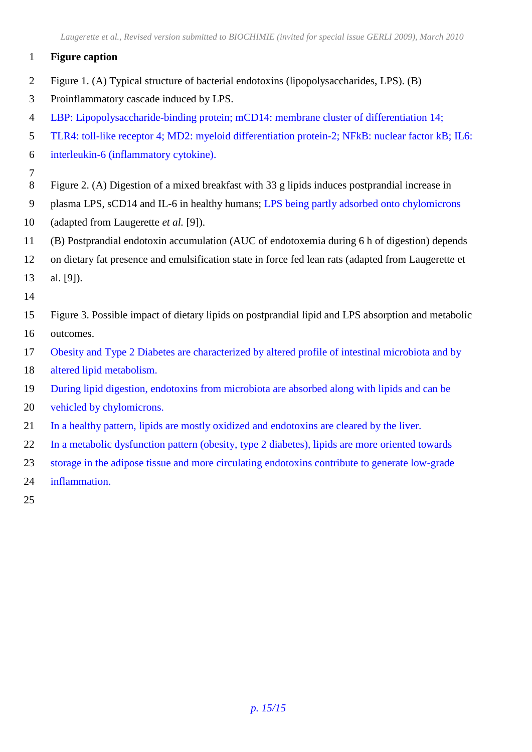**Figure caption**

Figure 1. (A) Typical structure of bacterial endotoxins (lipopolysaccharides, LPS). (B) Proinflammatory cascade induced by LPS.
LBP: Lipopolysaccharide-binding protein; mCD14: membrane cluster of differentiation 14; TLR4: toll-like receptor 4; MD2: myeloid differentiation protein-2; NFkB: nuclear factor kB; IL6: interleukin-6 (inflammatory cytokine).

Figure 2. (A) Digestion of a mixed breakfast with 33 g lipids induces postprandial increase in plasma LPS, sCD14 and IL-6 in healthy humans; LPS being partly adsorbed onto chylomicrons (adapted from Laugerette *et al.* [9]).
(B) Postprandial endotoxin accumulation (AUC of endotoxemia during 6 h of digestion) depends on dietary fat presence and emulsification state in force fed lean rats (adapted from Laugerette et al. [9]).

Figure 3. Possible impact of dietary lipids on postprandial lipid and LPS absorption and metabolic outcomes.
Obesity and Type 2 Diabetes are characterized by altered profile of intestinal microbiota and by altered lipid metabolism.
During lipid digestion, endotoxins from microbiota are absorbed along with lipids and can be vehicled by chylomicrons.
In a healthy pattern, lipids are mostly oxidized and endotoxins are cleared by the liver.
In a metabolic dysfunction pattern (obesity, type 2 diabetes), lipids are more oriented towards storage in the adipose tissue and more circulating endotoxins contribute to generate low-grade inflammation.